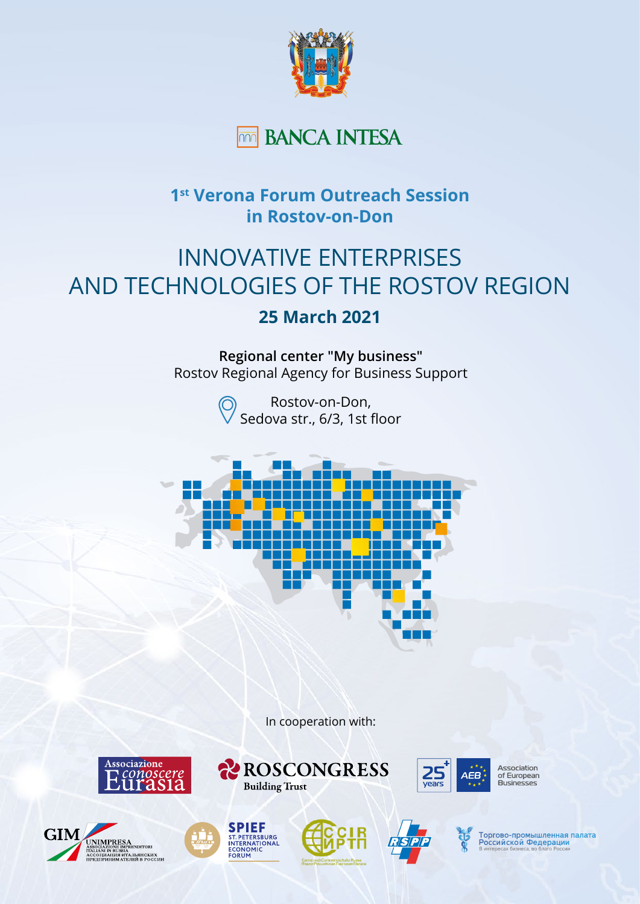BANCA INTESA

## 1st Verona Forum Outreach Session in Rostov-on-Don

# INNOVATIVE ENTERPRISES AND TECHNOLOGIES OF THE ROSTOV REGION

## 25 March 2021

**Regional center "My business"**
Rostov Regional Agency for Business Support

Rostov-on-Don,
Sedova str., 6/3, 1st floor

In cooperation with:

Associazione Conoscere Eurasia

ROSCONGRESS Building Trust

25 years AEB Association of European Businesses

GIM UNIMPRESA Associazione Imprenditori Italiani in Russia Ассоциация итальянских предпринимателей в России

SPIEF St. Petersburg International Economic Forum

CCIR ИРТП

RSPP

Торгово-промышленная палата Российской Федерации
В интересах бизнеса, во благо России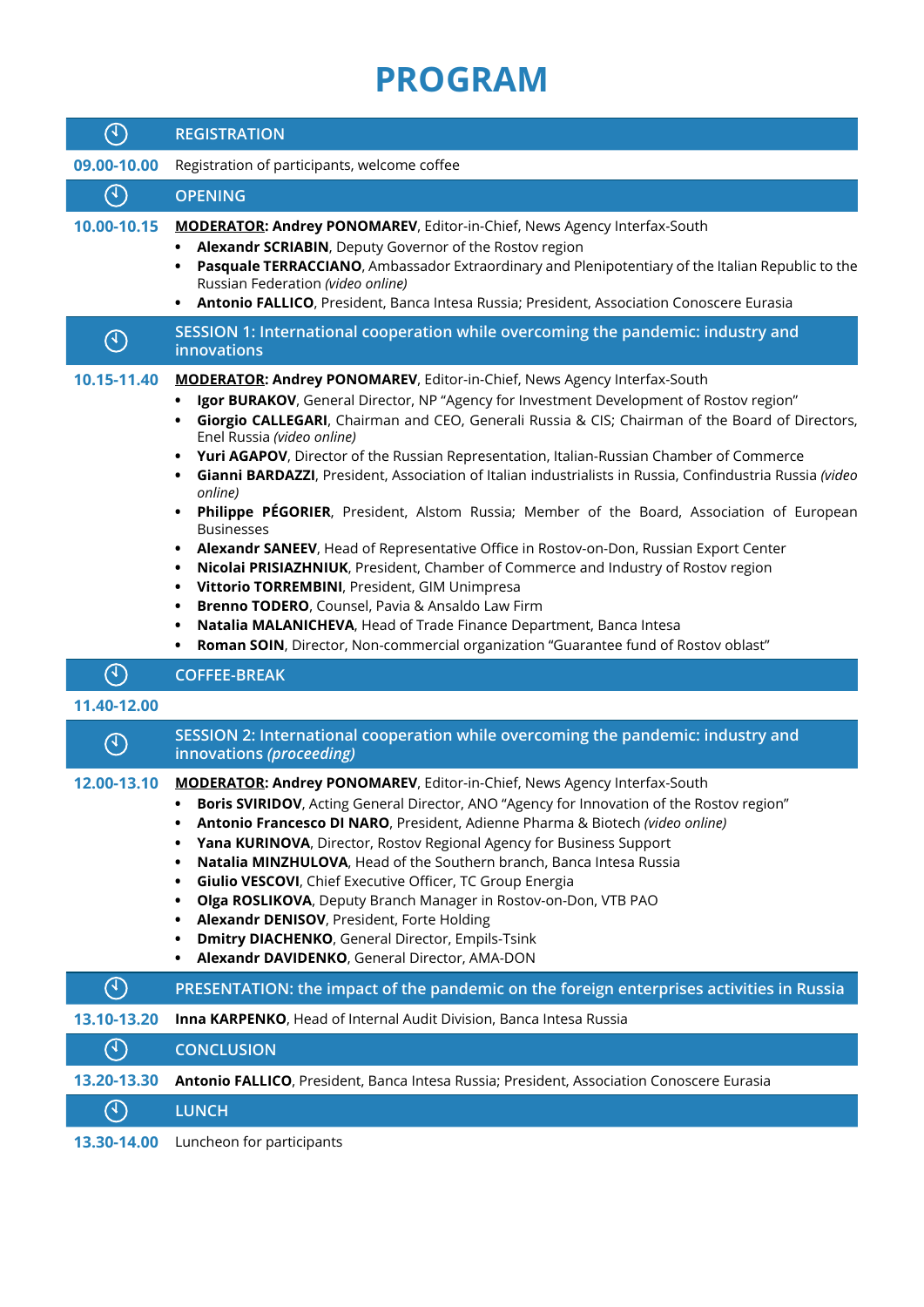# PROGRAM

## REGISTRATION

**09.00-10.00** Registration of participants, welcome coffee

## OPENING

**10.00-10.15** **MODERATOR: Andrey PONOMAREV**, Editor-in-Chief, News Agency Interfax-South

- **Alexandr SCRIABIN**, Deputy Governor of the Rostov region
- **Pasquale TERRACCIANO**, Ambassador Extraordinary and Plenipotentiary of the Italian Republic to the Russian Federation *(video online)*
- **Antonio FALLICO**, President, Banca Intesa Russia; President, Association Conoscere Eurasia

## SESSION 1: International cooperation while overcoming the pandemic: industry and innovations

**10.15-11.40** **MODERATOR: Andrey PONOMAREV**, Editor-in-Chief, News Agency Interfax-South

- **Igor BURAKOV**, General Director, NP "Agency for Investment Development of Rostov region"
- **Giorgio CALLEGARI**, Chairman and CEO, Generali Russia & CIS; Chairman of the Board of Directors, Enel Russia *(video online)*
- **Yuri AGAPOV**, Director of the Russian Representation, Italian-Russian Chamber of Commerce
- **Gianni BARDAZZI**, President, Association of Italian industrialists in Russia, Confindustria Russia *(video online)*
- **Philippe PÉGORIER**, President, Alstom Russia; Member of the Board, Association of European Businesses
- **Alexandr SANEEV**, Head of Representative Office in Rostov-on-Don, Russian Export Center
- **Nicolai PRISIAZHNIUK**, President, Chamber of Commerce and Industry of Rostov region
- **Vittorio TORREMBINI**, President, GIM Unimpresa
- **Brenno TODERO**, Counsel, Pavia & Ansaldo Law Firm
- **Natalia MALANICHEVA**, Head of Trade Finance Department, Banca Intesa
- **Roman SOIN**, Director, Non-commercial organization "Guarantee fund of Rostov oblast"

## COFFEE-BREAK

**11.40-12.00**

## SESSION 2: International cooperation while overcoming the pandemic: industry and innovations *(proceeding)*

**12.00-13.10** **MODERATOR: Andrey PONOMAREV**, Editor-in-Chief, News Agency Interfax-South

- **Boris SVIRIDOV**, Acting General Director, ANO "Agency for Innovation of the Rostov region"
- **Antonio Francesco DI NARO**, President, Adienne Pharma & Biotech *(video online)*
- **Yana KURINOVA**, Director, Rostov Regional Agency for Business Support
- **Natalia MINZHULOVA**, Head of the Southern branch, Banca Intesa Russia
- **Giulio VESCOVI**, Chief Executive Officer, TC Group Energia
- **Olga ROSLIKOVA**, Deputy Branch Manager in Rostov-on-Don, VTB PAO
- **Alexandr DENISOV**, President, Forte Holding
- **Dmitry DIACHENKO**, General Director, Empils-Tsink
- **Alexandr DAVIDENKO**, General Director, AMA-DON

## PRESENTATION: the impact of the pandemic on the foreign enterprises activities in Russia

**13.10-13.20** **Inna KARPENKO**, Head of Internal Audit Division, Banca Intesa Russia

## CONCLUSION

**13.20-13.30** **Antonio FALLICO**, President, Banca Intesa Russia; President, Association Conoscere Eurasia

## LUNCH

**13.30-14.00** Luncheon for participants